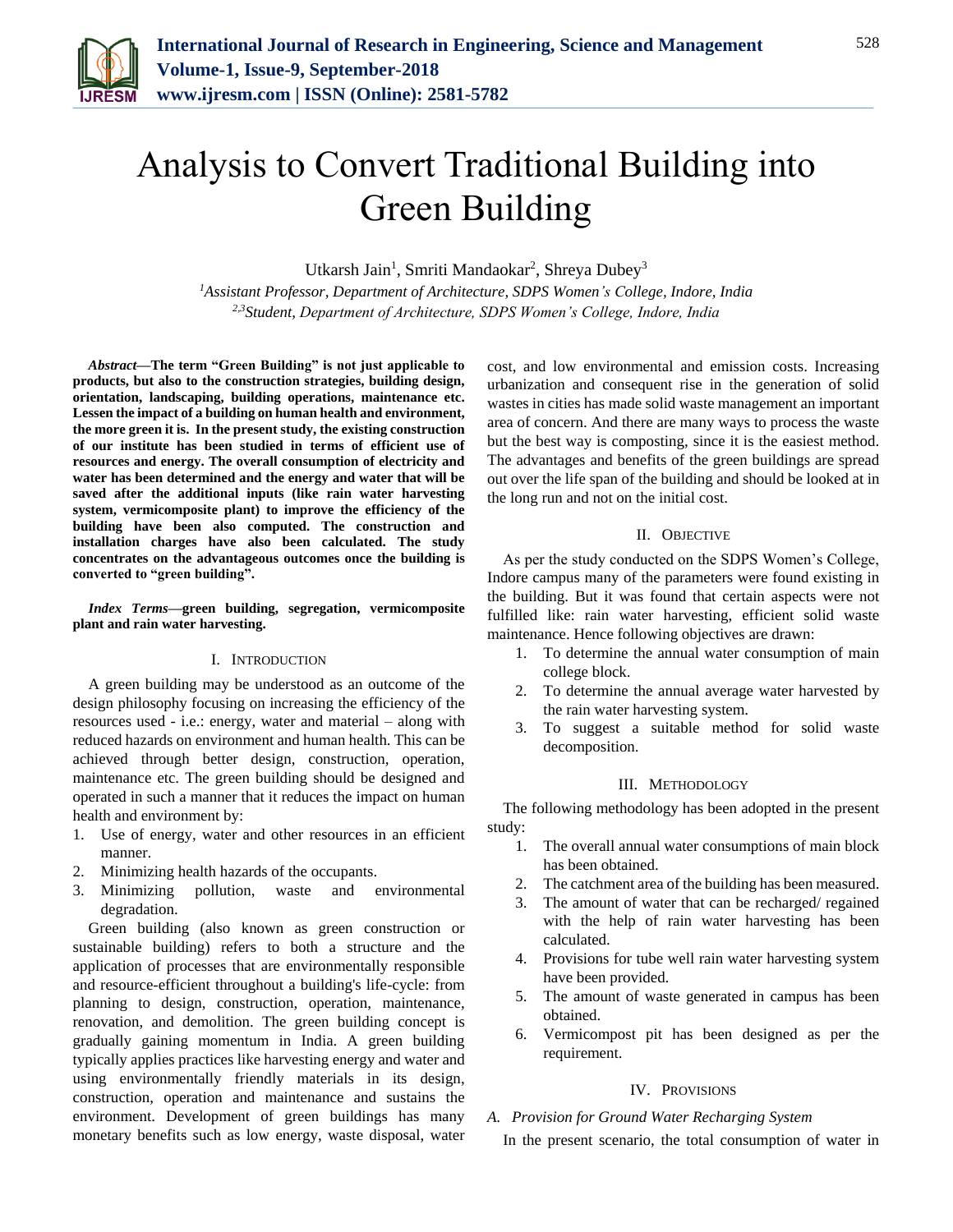# Analysis to Convert Traditional Building into Green Building

Utkarsh Jain[1], Smriti Mandaokar[2], Shreya Dubey[3]

[1]*Assistant Professor, Department of Architecture, SDPS Women's College, Indore, India*
[2,3]*Student, Department of Architecture, SDPS Women's College, Indore, India*

***Abstract*—The term "Green Building" is not just applicable to products, but also to the construction strategies, building design, orientation, landscaping, building operations, maintenance etc. Lessen the impact of a building on human health and environment, the more green it is. In the present study, the existing construction of our institute has been studied in terms of efficient use of resources and energy. The overall consumption of electricity and water has been determined and the energy and water that will be saved after the additional inputs (like rain water harvesting system, vermicomposite plant) to improve the efficiency of the building have been also computed. The construction and installation charges have also been calculated. The study concentrates on the advantageous outcomes once the building is converted to "green building".**

***Index Terms*—green building, segregation, vermicomposite plant and rain water harvesting.**

## I. Introduction

A green building may be understood as an outcome of the design philosophy focusing on increasing the efficiency of the resources used - i.e.: energy, water and material – along with reduced hazards on environment and human health. This can be achieved through better design, construction, operation, maintenance etc. The green building should be designed and operated in such a manner that it reduces the impact on human health and environment by:

1. Use of energy, water and other resources in an efficient manner.
2. Minimizing health hazards of the occupants.
3. Minimizing pollution, waste and environmental degradation.

Green building (also known as green construction or sustainable building) refers to both a structure and the application of processes that are environmentally responsible and resource-efficient throughout a building's life-cycle: from planning to design, construction, operation, maintenance, renovation, and demolition. The green building concept is gradually gaining momentum in India. A green building typically applies practices like harvesting energy and water and using environmentally friendly materials in its design, construction, operation and maintenance and sustains the environment. Development of green buildings has many monetary benefits such as low energy, waste disposal, water cost, and low environmental and emission costs. Increasing urbanization and consequent rise in the generation of solid wastes in cities has made solid waste management an important area of concern. And there are many ways to process the waste but the best way is composting, since it is the easiest method. The advantages and benefits of the green buildings are spread out over the life span of the building and should be looked at in the long run and not on the initial cost.

## II. Objective

As per the study conducted on the SDPS Women's College, Indore campus many of the parameters were found existing in the building. But it was found that certain aspects were not fulfilled like: rain water harvesting, efficient solid waste maintenance. Hence following objectives are drawn:

1. To determine the annual water consumption of main college block.
2. To determine the annual average water harvested by the rain water harvesting system.
3. To suggest a suitable method for solid waste decomposition.

## III. Methodology

The following methodology has been adopted in the present study:

1. The overall annual water consumptions of main block has been obtained.
2. The catchment area of the building has been measured.
3. The amount of water that can be recharged/ regained with the help of rain water harvesting has been calculated.
4. Provisions for tube well rain water harvesting system have been provided.
5. The amount of waste generated in campus has been obtained.
6. Vermicompost pit has been designed as per the requirement.

## IV. Provisions

### *A. Provision for Ground Water Recharging System*

In the present scenario, the total consumption of water in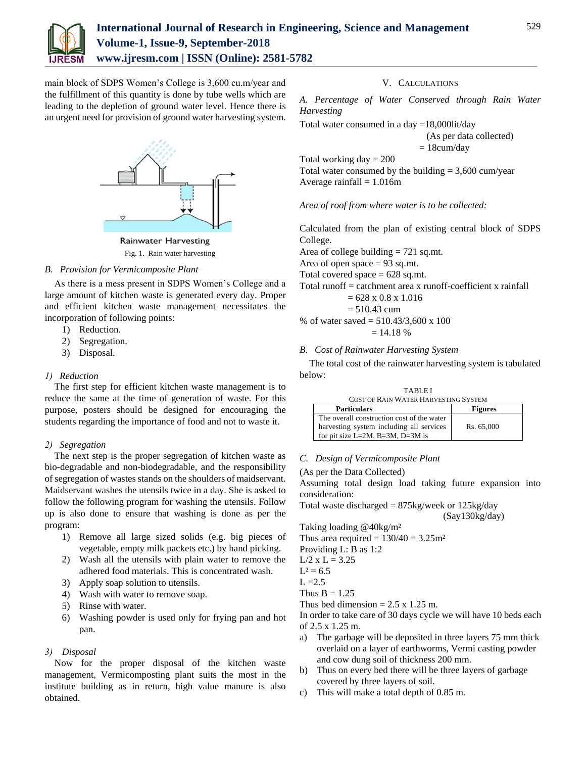main block of SDPS Women's College is 3,600 cu.m/year and the fulfillment of this quantity is done by tube wells which are leading to the depletion of ground water level. Hence there is an urgent need for provision of ground water harvesting system.

Rainwater Harvesting

Fig. 1. Rain water harvesting

### B. Provision for Vermicomposite Plant

As there is a mess present in SDPS Women's College and a large amount of kitchen waste is generated every day. Proper and efficient kitchen waste management necessitates the incorporation of following points:

1) Reduction.
2) Segregation.
3) Disposal.

#### 1) Reduction

The first step for efficient kitchen waste management is to reduce the same at the time of generation of waste. For this purpose, posters should be designed for encouraging the students regarding the importance of food and not to waste it.

#### 2) Segregation

The next step is the proper segregation of kitchen waste as bio-degradable and non-biodegradable, and the responsibility of segregation of wastes stands on the shoulders of maidservant. Maidservant washes the utensils twice in a day. She is asked to follow the following program for washing the utensils. Follow up is also done to ensure that washing is done as per the program:

1) Remove all large sized solids (e.g. big pieces of vegetable, empty milk packets etc.) by hand picking.
2) Wash all the utensils with plain water to remove the adhered food materials. This is concentrated wash.
3) Apply soap solution to utensils.
4) Wash with water to remove soap.
5) Rinse with water.
6) Washing powder is used only for frying pan and hot pan.

#### 3) Disposal

Now for the proper disposal of the kitchen waste management, Vermicomposting plant suits the most in the institute building as in return, high value manure is also obtained.

## V. Calculations

### A. Percentage of Water Conserved through Rain Water Harvesting

Total water consumed in a day =18,000lit/day

(As per data collected)

= 18cum/day

Total working day = 200

Total water consumed by the building = 3,600 cum/year

Average rainfall = 1.016m

*Area of roof from where water is to be collected:*

Calculated from the plan of existing central block of SDPS College.

Area of college building = 721 sq.mt.

Area of open space = 93 sq.mt.

Total covered space = 628 sq.mt.

Total runoff = catchment area x runoff-coefficient x rainfall

= 628 x 0.8 x 1.016

= 510.43 cum

% of water saved = 510.43/3,600 x 100

= 14.18 %

### B. Cost of Rainwater Harvesting System

The total cost of the rainwater harvesting system is tabulated below:

TABLE I
COST OF RAIN WATER HARVESTING SYSTEM

| Particulars | Figures |
|---|---|
| The overall construction cost of the water harvesting system including all services for pit size L=2M, B=3M, D=3M is | Rs. 65,000 |

### C. Design of Vermicomposite Plant

(As per the Data Collected)

Assuming total design load taking future expansion into consideration:

Total waste discharged = 875kg/week or 125kg/day

(Say130kg/day)

Taking loading @40kg/m²

Thus area required = 130/40 = 3.25m²

Providing L: B as 1:2

L/2 x L = 3.25

$L^2 = 6.5$

L =2.5

Thus B = 1.25

Thus bed dimension = 2.5 x 1.25 m.

In order to take care of 30 days cycle we will have 10 beds each of 2.5 x 1.25 m.

a) The garbage will be deposited in three layers 75 mm thick overlaid on a layer of earthworms, Vermi casting powder and cow dung soil of thickness 200 mm.
b) Thus on every bed there will be three layers of garbage covered by three layers of soil.
c) This will make a total depth of 0.85 m.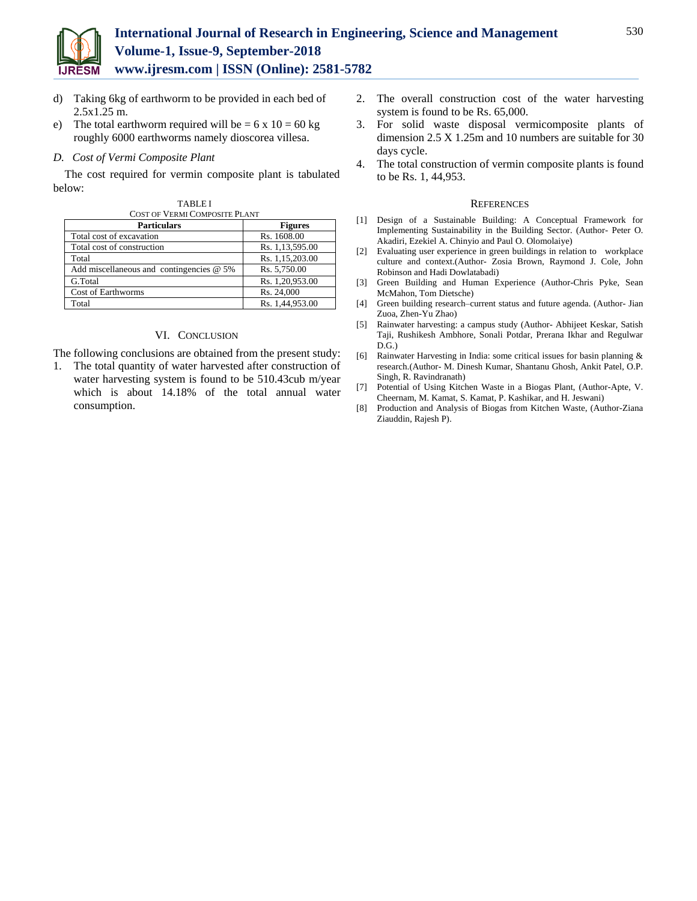d) Taking 6kg of earthworm to be provided in each bed of 2.5x1.25 m.

e) The total earthworm required will be = 6 x 10 = 60 kg roughly 6000 earthworms namely dioscorea villesa.

### *D. Cost of Vermi Composite Plant*

The cost required for vermin composite plant is tabulated below:

TABLE I
COST OF VERMI COMPOSITE PLANT

| Particulars | Figures |
|---|---|
| Total cost of excavation | Rs. 1608.00 |
| Total cost of construction | Rs. 1,13,595.00 |
| Total | Rs. 1,15,203.00 |
| Add miscellaneous and contingencies @ 5% | Rs. 5,750.00 |
| G.Total | Rs. 1,20,953.00 |
| Cost of Earthworms | Rs. 24,000 |
| Total | Rs. 1,44,953.00 |

## VI. CONCLUSION

The following conclusions are obtained from the present study:

1. The total quantity of water harvested after construction of water harvesting system is found to be 510.43cub m/year which is about 14.18% of the total annual water consumption.
2. The overall construction cost of the water harvesting system is found to be Rs. 65,000.
3. For solid waste disposal vermicomposite plants of dimension 2.5 X 1.25m and 10 numbers are suitable for 30 days cycle.
4. The total construction of vermin composite plants is found to be Rs. 1, 44,953.

## REFERENCES

[1] Design of a Sustainable Building: A Conceptual Framework for Implementing Sustainability in the Building Sector. (Author- Peter O. Akadiri, Ezekiel A. Chinyio and Paul O. Olomolaiye)

[2] Evaluating user experience in green buildings in relation to workplace culture and context.(Author- Zosia Brown, Raymond J. Cole, John Robinson and Hadi Dowlatabadi)

[3] Green Building and Human Experience (Author-Chris Pyke, Sean McMahon, Tom Dietsche)

[4] Green building research–current status and future agenda. (Author- Jian Zuoa, Zhen-Yu Zhao)

[5] Rainwater harvesting: a campus study (Author- Abhijeet Keskar, Satish Taji, Rushikesh Ambhore, Sonali Potdar, Prerana Ikhar and Regulwar D.G.)

[6] Rainwater Harvesting in India: some critical issues for basin planning & research.(Author- M. Dinesh Kumar, Shantanu Ghosh, Ankit Patel, O.P. Singh, R. Ravindranath)

[7] Potential of Using Kitchen Waste in a Biogas Plant, (Author-Apte, V. Cheernam, M. Kamat, S. Kamat, P. Kashikar, and H. Jeswani)

[8] Production and Analysis of Biogas from Kitchen Waste, (Author-Ziana Ziauddin, Rajesh P).